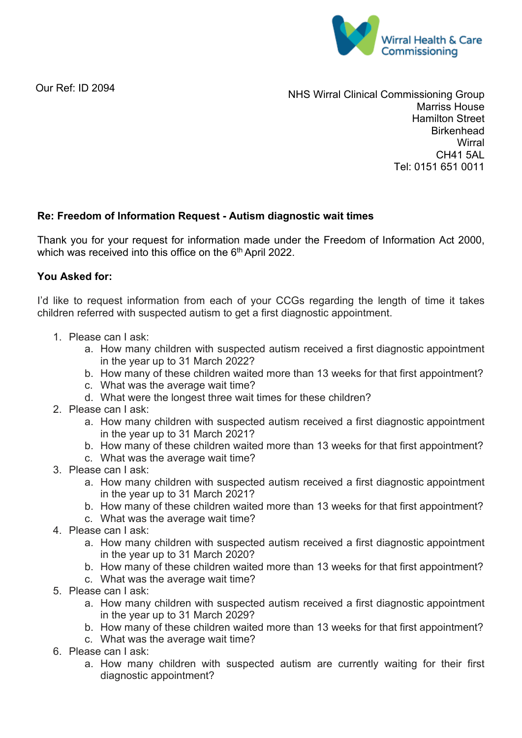Wirral Health & Care Commissioning

Our Ref: ID 2094

NHS Wirral Clinical Commissioning Group
Marriss House
Hamilton Street
Birkenhead
Wirral
CH41 5AL
Tel: 0151 651 0011

**Re: Freedom of Information Request - Autism diagnostic wait times**

Thank you for your request for information made under the Freedom of Information Act 2000, which was received into this office on the 6th April 2022.

**You Asked for:**

I'd like to request information from each of your CCGs regarding the length of time it takes children referred with suspected autism to get a first diagnostic appointment.

1. Please can I ask:
   a. How many children with suspected autism received a first diagnostic appointment in the year up to 31 March 2022?
   b. How many of these children waited more than 13 weeks for that first appointment?
   c. What was the average wait time?
   d. What were the longest three wait times for these children?
2. Please can I ask:
   a. How many children with suspected autism received a first diagnostic appointment in the year up to 31 March 2021?
   b. How many of these children waited more than 13 weeks for that first appointment?
   c. What was the average wait time?
3. Please can I ask:
   a. How many children with suspected autism received a first diagnostic appointment in the year up to 31 March 2021?
   b. How many of these children waited more than 13 weeks for that first appointment?
   c. What was the average wait time?
4. Please can I ask:
   a. How many children with suspected autism received a first diagnostic appointment in the year up to 31 March 2020?
   b. How many of these children waited more than 13 weeks for that first appointment?
   c. What was the average wait time?
5. Please can I ask:
   a. How many children with suspected autism received a first diagnostic appointment in the year up to 31 March 2029?
   b. How many of these children waited more than 13 weeks for that first appointment?
   c. What was the average wait time?
6. Please can I ask:
   a. How many children with suspected autism are currently waiting for their first diagnostic appointment?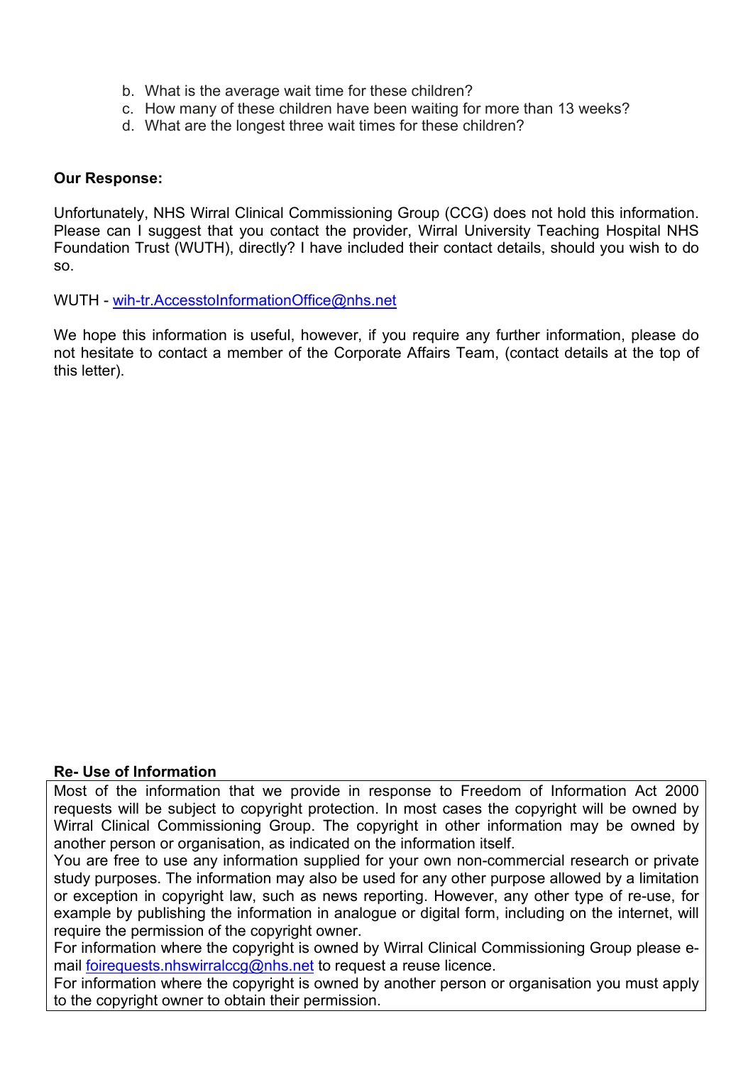b. What is the average wait time for these children?
c. How many of these children have been waiting for more than 13 weeks?
d. What are the longest three wait times for these children?

**Our Response:**

Unfortunately, NHS Wirral Clinical Commissioning Group (CCG) does not hold this information. Please can I suggest that you contact the provider, Wirral University Teaching Hospital NHS Foundation Trust (WUTH), directly? I have included their contact details, should you wish to do so.

WUTH - wih-tr.AccesstoInformationOffice@nhs.net

We hope this information is useful, however, if you require any further information, please do not hesitate to contact a member of the Corporate Affairs Team, (contact details at the top of this letter).

**Re- Use of Information**

Most of the information that we provide in response to Freedom of Information Act 2000 requests will be subject to copyright protection. In most cases the copyright will be owned by Wirral Clinical Commissioning Group. The copyright in other information may be owned by another person or organisation, as indicated on the information itself.
You are free to use any information supplied for your own non-commercial research or private study purposes. The information may also be used for any other purpose allowed by a limitation or exception in copyright law, such as news reporting. However, any other type of re-use, for example by publishing the information in analogue or digital form, including on the internet, will require the permission of the copyright owner.
For information where the copyright is owned by Wirral Clinical Commissioning Group please e-mail foirequests.nhswirralccg@nhs.net to request a reuse licence.
For information where the copyright is owned by another person or organisation you must apply to the copyright owner to obtain their permission.